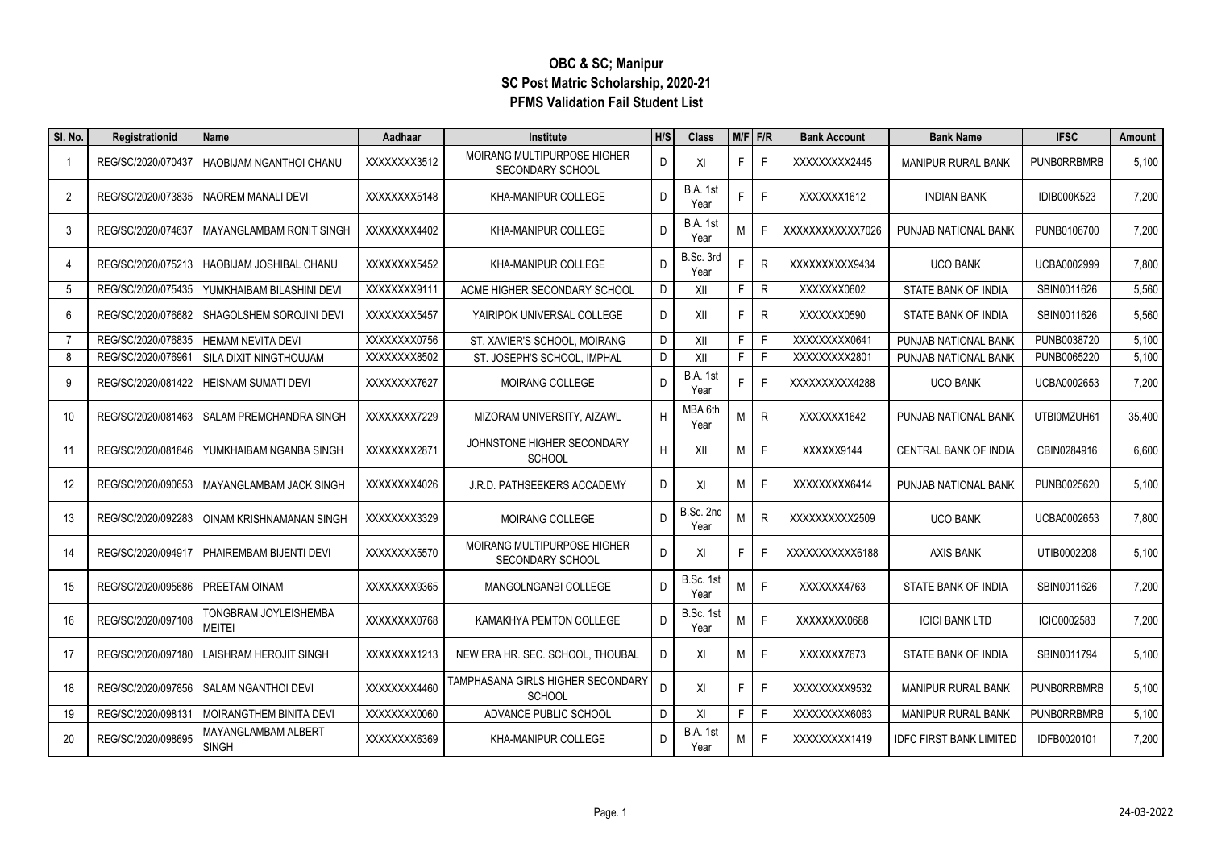# OBC & SC; Manipur
## SC Post Matric Scholarship, 2020-21
## PFMS Validation Fail Student List

| Sl. No. | Registrationid | Name | Aadhaar | Institute | H/S | Class | M/F | F/R | Bank Account | Bank Name | IFSC | Amount |
|---|---|---|---|---|---|---|---|---|---|---|---|---|
| 1 | REG/SC/2020/070437 | HAOBIJAM NGANTHOI CHANU | XXXXXXXX3512 | MOIRANG MULTIPURPOSE HIGHER SECONDARY SCHOOL | D | XI | F | F | XXXXXXXXX2445 | MANIPUR RURAL BANK | PUNB0RRBMRB | 5,100 |
| 2 | REG/SC/2020/073835 | NAOREM MANALI DEVI | XXXXXXXX5148 | KHA-MANIPUR COLLEGE | D | B.A. 1st Year | F | F | XXXXXXX1612 | INDIAN BANK | IDIB000K523 | 7,200 |
| 3 | REG/SC/2020/074637 | MAYANGLAMBAM RONIT SINGH | XXXXXXXX4402 | KHA-MANIPUR COLLEGE | D | B.A. 1st Year | M | F | XXXXXXXXXXXX7026 | PUNJAB NATIONAL BANK | PUNB0106700 | 7,200 |
| 4 | REG/SC/2020/075213 | HAOBIJAM JOSHIBAL CHANU | XXXXXXXX5452 | KHA-MANIPUR COLLEGE | D | B.Sc. 3rd Year | F | R | XXXXXXXXXX9434 | UCO BANK | UCBA0002999 | 7,800 |
| 5 | REG/SC/2020/075435 | YUMKHAIBAM BILASHINI DEVI | XXXXXXXX9111 | ACME HIGHER SECONDARY SCHOOL | D | XII | F | R | XXXXXXX0602 | STATE BANK OF INDIA | SBIN0011626 | 5,560 |
| 6 | REG/SC/2020/076682 | SHAGOLSHEM SOROJINI DEVI | XXXXXXXX5457 | YAIRIPOK UNIVERSAL COLLEGE | D | XII | F | R | XXXXXXX0590 | STATE BANK OF INDIA | SBIN0011626 | 5,560 |
| 7 | REG/SC/2020/076835 | HEMAM NEVITA DEVI | XXXXXXXX0756 | ST. XAVIER'S SCHOOL, MOIRANG | D | XII | F | F | XXXXXXXXX0641 | PUNJAB NATIONAL BANK | PUNB0038720 | 5,100 |
| 8 | REG/SC/2020/076961 | SILA DIXIT NINGTHOUJAM | XXXXXXXX8502 | ST. JOSEPH'S SCHOOL, IMPHAL | D | XII | F | F | XXXXXXXXX2801 | PUNJAB NATIONAL BANK | PUNB0065220 | 5,100 |
| 9 | REG/SC/2020/081422 | HEISNAM SUMATI DEVI | XXXXXXXX7627 | MOIRANG COLLEGE | D | B.A. 1st Year | F | F | XXXXXXXXXX4288 | UCO BANK | UCBA0002653 | 7,200 |
| 10 | REG/SC/2020/081463 | SALAM PREMCHANDRA SINGH | XXXXXXXX7229 | MIZORAM UNIVERSITY, AIZAWL | H | MBA 6th Year | M | R | XXXXXXX1642 | PUNJAB NATIONAL BANK | UTBI0MZUH61 | 35,400 |
| 11 | REG/SC/2020/081846 | YUMKHAIBAM NGANBA SINGH | XXXXXXXX2871 | JOHNSTONE HIGHER SECONDARY SCHOOL | H | XII | M | F | XXXXXX9144 | CENTRAL BANK OF INDIA | CBIN0284916 | 6,600 |
| 12 | REG/SC/2020/090653 | MAYANGLAMBAM JACK SINGH | XXXXXXXX4026 | J.R.D. PATHSEEKERS ACCADEMY | D | XI | M | F | XXXXXXXXX6414 | PUNJAB NATIONAL BANK | PUNB0025620 | 5,100 |
| 13 | REG/SC/2020/092283 | OINAM KRISHNAMANAN SINGH | XXXXXXXX3329 | MOIRANG COLLEGE | D | B.Sc. 2nd Year | M | R | XXXXXXXXXX2509 | UCO BANK | UCBA0002653 | 7,800 |
| 14 | REG/SC/2020/094917 | PHAIREMBAM BIJENTI DEVI | XXXXXXXX5570 | MOIRANG MULTIPURPOSE HIGHER SECONDARY SCHOOL | D | XI | F | F | XXXXXXXXXXX6188 | AXIS BANK | UTIB0002208 | 5,100 |
| 15 | REG/SC/2020/095686 | PREETAM OINAM | XXXXXXXX9365 | MANGOLNGANBI COLLEGE | D | B.Sc. 1st Year | M | F | XXXXXXX4763 | STATE BANK OF INDIA | SBIN0011626 | 7,200 |
| 16 | REG/SC/2020/097108 | TONGBRAM JOYLEISHEMBA MEITEI | XXXXXXXX0768 | KAMAKHYA PEMTON COLLEGE | D | B.Sc. 1st Year | M | F | XXXXXXXX0688 | ICICI BANK LTD | ICIC0002583 | 7,200 |
| 17 | REG/SC/2020/097180 | LAISHRAM HEROJIT SINGH | XXXXXXXX1213 | NEW ERA HR. SEC. SCHOOL, THOUBAL | D | XI | M | F | XXXXXXX7673 | STATE BANK OF INDIA | SBIN0011794 | 5,100 |
| 18 | REG/SC/2020/097856 | SALAM NGANTHOI DEVI | XXXXXXXX4460 | TAMPHASANA GIRLS HIGHER SECONDARY SCHOOL | D | XI | F | F | XXXXXXXXX9532 | MANIPUR RURAL BANK | PUNB0RRBMRB | 5,100 |
| 19 | REG/SC/2020/098131 | MOIRANGTHEM BINITA DEVI | XXXXXXXX0060 | ADVANCE PUBLIC SCHOOL | D | XI | F | F | XXXXXXXXX6063 | MANIPUR RURAL BANK | PUNB0RRBMRB | 5,100 |
| 20 | REG/SC/2020/098695 | MAYANGLAMBAM ALBERT SINGH | XXXXXXXX6369 | KHA-MANIPUR COLLEGE | D | B.A. 1st Year | M | F | XXXXXXXXX1419 | IDFC FIRST BANK LIMITED | IDFB0020101 | 7,200 |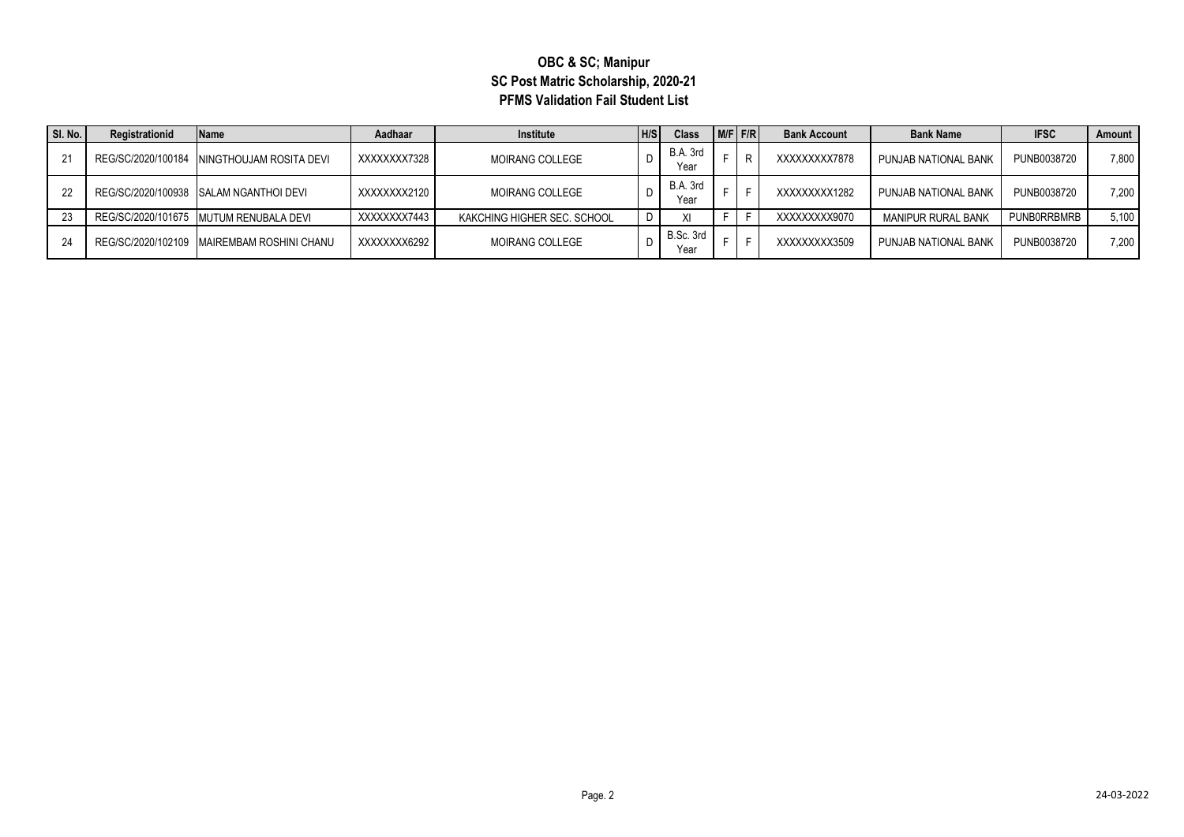**OBC & SC; Manipur**
**SC Post Matric Scholarship, 2020-21**
**PFMS Validation Fail Student List**

| Sl. No. | Registrationid | Name | Aadhaar | Institute | H/S | Class | M/F | F/R | Bank Account | Bank Name | IFSC | Amount |
|---|---|---|---|---|---|---|---|---|---|---|---|---|
| 21 | REG/SC/2020/100184 | NINGTHOUJAM ROSITA DEVI | XXXXXXXX7328 | MOIRANG COLLEGE | D | B.A. 3rd Year | F | R | XXXXXXXXX7878 | PUNJAB NATIONAL BANK | PUNB0038720 | 7,800 |
| 22 | REG/SC/2020/100938 | SALAM NGANTHOI DEVI | XXXXXXXX2120 | MOIRANG COLLEGE | D | B.A. 3rd Year | F | F | XXXXXXXXX1282 | PUNJAB NATIONAL BANK | PUNB0038720 | 7,200 |
| 23 | REG/SC/2020/101675 | MUTUM RENUBALA DEVI | XXXXXXXX7443 | KAKCHING HIGHER SEC. SCHOOL | D | XI | F | F | XXXXXXXXX9070 | MANIPUR RURAL BANK | PUNB0RRBMRB | 5,100 |
| 24 | REG/SC/2020/102109 | MAIREMBAM ROSHINI CHANU | XXXXXXXX6292 | MOIRANG COLLEGE | D | B.Sc. 3rd Year | F | F | XXXXXXXXX3509 | PUNJAB NATIONAL BANK | PUNB0038720 | 7,200 |

24-03-2022